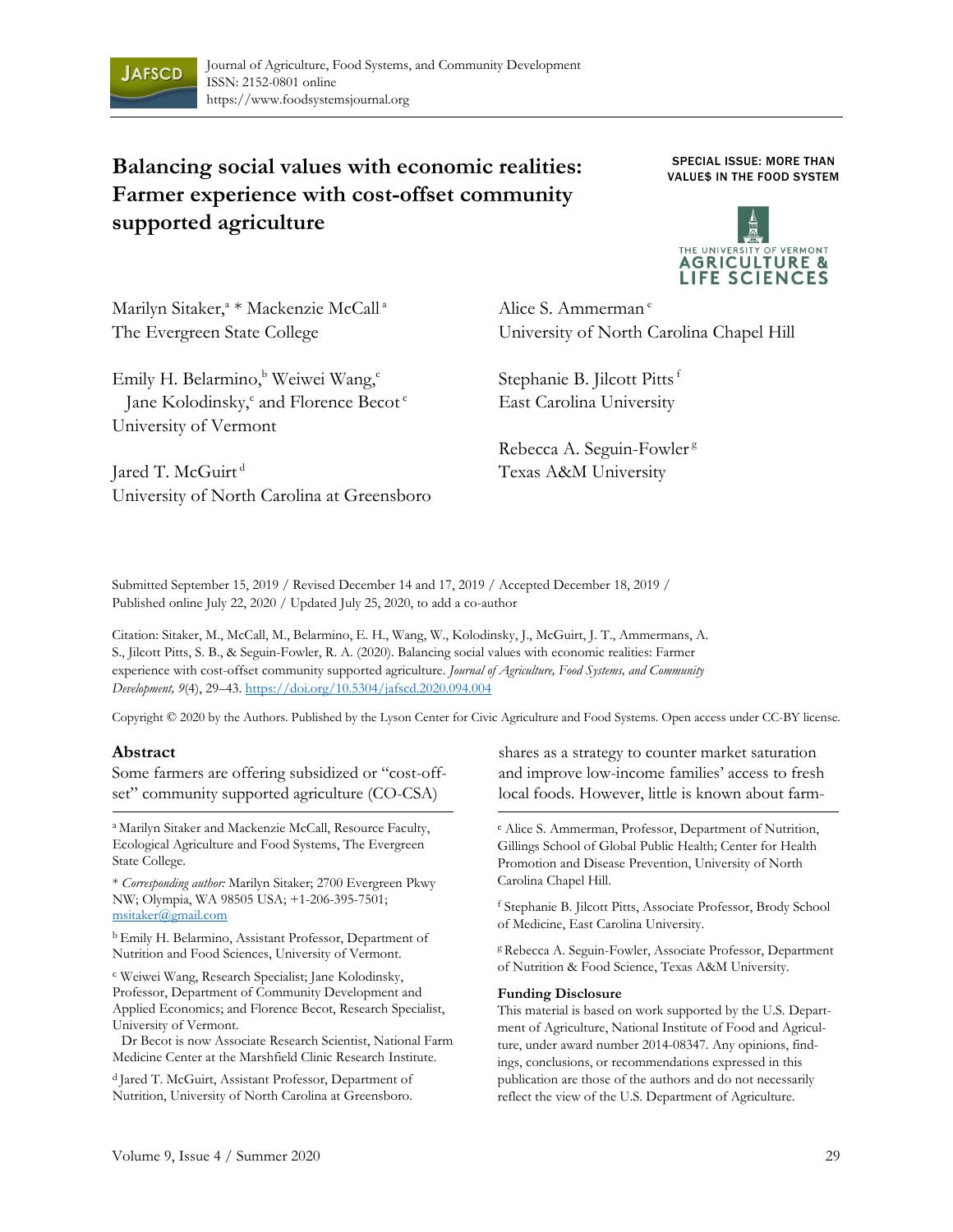# Balancing social values with economic realities: Farmer experience with cost-offset community supported agriculture

SPECIAL ISSUE: MORE THAN VALUE$ IN THE FOOD SYSTEM

Marilyn Sitaker,[a] * Mackenzie McCall [a]
The Evergreen State College

Emily H. Belarmino,[b] Weiwei Wang,[c] Jane Kolodinsky,[c] and Florence Becot [c]
University of Vermont

Jared T. McGuirt [d]
University of North Carolina at Greensboro

Alice S. Ammerman [e]
University of North Carolina Chapel Hill

Stephanie B. Jilcott Pitts [f]
East Carolina University

Rebecca A. Seguin-Fowler [g]
Texas A&M University

Submitted September 15, 2019 / Revised December 14 and 17, 2019 / Accepted December 18, 2019 / Published online July 22, 2020 / Updated July 25, 2020, to add a co-author

Citation: Sitaker, M., McCall, M., Belarmino, E. H., Wang, W., Kolodinsky, J., McGuirt, J. T., Ammermans, A. S., Jilcott Pitts, S. B., & Seguin-Fowler, R. A. (2020). Balancing social values with economic realities: Farmer experience with cost-offset community supported agriculture. *Journal of Agriculture, Food Systems, and Community Development, 9*(4), 29–43. https://doi.org/10.5304/jafscd.2020.094.004

Copyright © 2020 by the Authors. Published by the Lyson Center for Civic Agriculture and Food Systems. Open access under CC-BY license.

## Abstract

Some farmers are offering subsidized or "cost-offset" community supported agriculture (CO-CSA) shares as a strategy to counter market saturation and improve low-income families' access to fresh local foods. However, little is known about farm-

---

[a] Marilyn Sitaker and Mackenzie McCall, Resource Faculty, Ecological Agriculture and Food Systems, The Evergreen State College.

\* *Corresponding author:* Marilyn Sitaker; 2700 Evergreen Pkwy NW; Olympia, WA 98505 USA; +1-206-395-7501; msitaker@gmail.com

[b] Emily H. Belarmino, Assistant Professor, Department of Nutrition and Food Sciences, University of Vermont.

[c] Weiwei Wang, Research Specialist; Jane Kolodinsky, Professor, Department of Community Development and Applied Economics; and Florence Becot, Research Specialist, University of Vermont.
Dr Becot is now Associate Research Scientist, National Farm Medicine Center at the Marshfield Clinic Research Institute.

[d] Jared T. McGuirt, Assistant Professor, Department of Nutrition, University of North Carolina at Greensboro.

[e] Alice S. Ammerman, Professor, Department of Nutrition, Gillings School of Global Public Health; Center for Health Promotion and Disease Prevention, University of North Carolina Chapel Hill.

[f] Stephanie B. Jilcott Pitts, Associate Professor, Brody School of Medicine, East Carolina University.

[g] Rebecca A. Seguin-Fowler, Associate Professor, Department of Nutrition & Food Science, Texas A&M University.

### Funding Disclosure

This material is based on work supported by the U.S. Department of Agriculture, National Institute of Food and Agriculture, under award number 2014-08347. Any opinions, findings, conclusions, or recommendations expressed in this publication are those of the authors and do not necessarily reflect the view of the U.S. Department of Agriculture.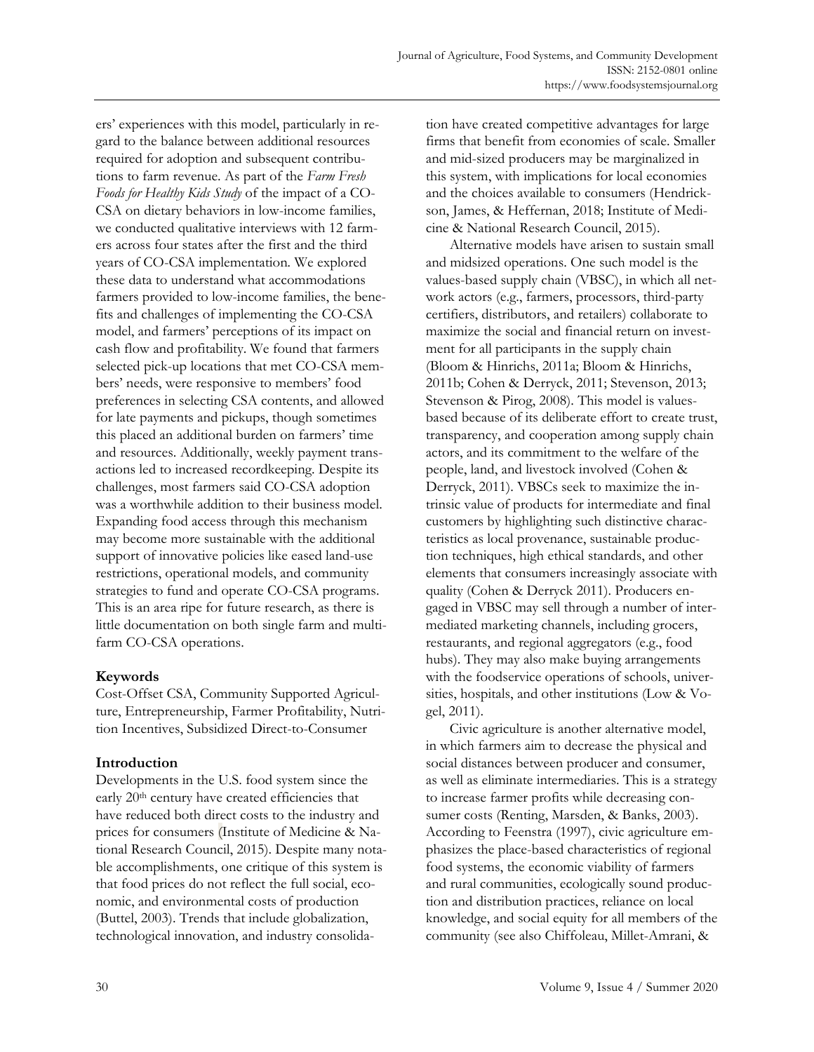ers' experiences with this model, particularly in regard to the balance between additional resources required for adoption and subsequent contributions to farm revenue. As part of the *Farm Fresh Foods for Healthy Kids Study* of the impact of a CO-CSA on dietary behaviors in low-income families, we conducted qualitative interviews with 12 farmers across four states after the first and the third years of CO-CSA implementation. We explored these data to understand what accommodations farmers provided to low-income families, the benefits and challenges of implementing the CO-CSA model, and farmers' perceptions of its impact on cash flow and profitability. We found that farmers selected pick-up locations that met CO-CSA members' needs, were responsive to members' food preferences in selecting CSA contents, and allowed for late payments and pickups, though sometimes this placed an additional burden on farmers' time and resources. Additionally, weekly payment transactions led to increased recordkeeping. Despite its challenges, most farmers said CO-CSA adoption was a worthwhile addition to their business model. Expanding food access through this mechanism may become more sustainable with the additional support of innovative policies like eased land-use restrictions, operational models, and community strategies to fund and operate CO-CSA programs. This is an area ripe for future research, as there is little documentation on both single farm and multi-farm CO-CSA operations.

## Keywords

Cost-Offset CSA, Community Supported Agriculture, Entrepreneurship, Farmer Profitability, Nutrition Incentives, Subsidized Direct-to-Consumer

## Introduction

Developments in the U.S. food system since the early 20th century have created efficiencies that have reduced both direct costs to the industry and prices for consumers (Institute of Medicine & National Research Council, 2015). Despite many notable accomplishments, one critique of this system is that food prices do not reflect the full social, economic, and environmental costs of production (Buttel, 2003). Trends that include globalization, technological innovation, and industry consolidation have created competitive advantages for large firms that benefit from economies of scale. Smaller and mid-sized producers may be marginalized in this system, with implications for local economies and the choices available to consumers (Hendrickson, James, & Heffernan, 2018; Institute of Medicine & National Research Council, 2015).

Alternative models have arisen to sustain small and midsized operations. One such model is the values-based supply chain (VBSC), in which all network actors (e.g., farmers, processors, third-party certifiers, distributors, and retailers) collaborate to maximize the social and financial return on investment for all participants in the supply chain (Bloom & Hinrichs, 2011a; Bloom & Hinrichs, 2011b; Cohen & Derryck, 2011; Stevenson, 2013; Stevenson & Pirog, 2008). This model is values-based because of its deliberate effort to create trust, transparency, and cooperation among supply chain actors, and its commitment to the welfare of the people, land, and livestock involved (Cohen & Derryck, 2011). VBSCs seek to maximize the intrinsic value of products for intermediate and final customers by highlighting such distinctive characteristics as local provenance, sustainable production techniques, high ethical standards, and other elements that consumers increasingly associate with quality (Cohen & Derryck 2011). Producers engaged in VBSC may sell through a number of intermediated marketing channels, including grocers, restaurants, and regional aggregators (e.g., food hubs). They may also make buying arrangements with the foodservice operations of schools, universities, hospitals, and other institutions (Low & Vogel, 2011).

Civic agriculture is another alternative model, in which farmers aim to decrease the physical and social distances between producer and consumer, as well as eliminate intermediaries. This is a strategy to increase farmer profits while decreasing consumer costs (Renting, Marsden, & Banks, 2003). According to Feenstra (1997), civic agriculture emphasizes the place-based characteristics of regional food systems, the economic viability of farmers and rural communities, ecologically sound production and distribution practices, reliance on local knowledge, and social equity for all members of the community (see also Chiffoleau, Millet-Amrani, &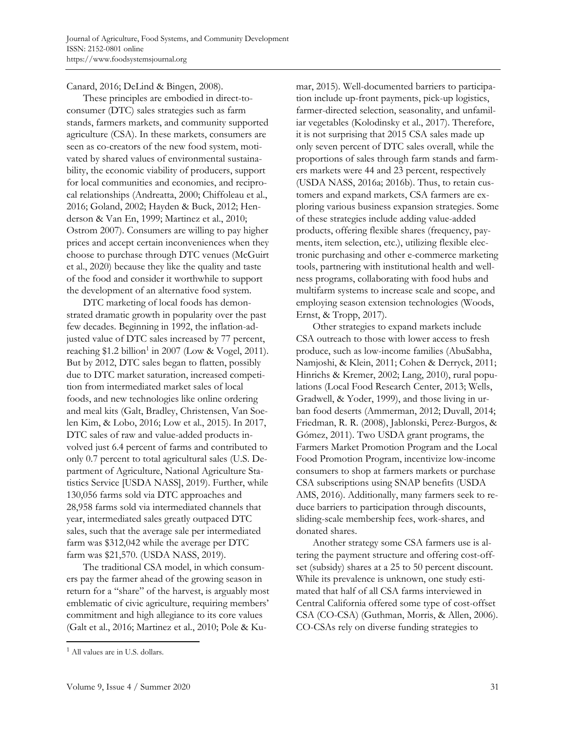Canard, 2016; DeLind & Bingen, 2008).

These principles are embodied in direct-to-consumer (DTC) sales strategies such as farm stands, farmers markets, and community supported agriculture (CSA). In these markets, consumers are seen as co-creators of the new food system, motivated by shared values of environmental sustainability, the economic viability of producers, support for local communities and economies, and reciprocal relationships (Andreatta, 2000; Chiffoleau et al., 2016; Goland, 2002; Hayden & Buck, 2012; Henderson & Van En, 1999; Martinez et al., 2010; Ostrom 2007). Consumers are willing to pay higher prices and accept certain inconveniences when they choose to purchase through DTC venues (McGuirt et al., 2020) because they like the quality and taste of the food and consider it worthwhile to support the development of an alternative food system.

DTC marketing of local foods has demonstrated dramatic growth in popularity over the past few decades. Beginning in 1992, the inflation-adjusted value of DTC sales increased by 77 percent, reaching $1.2 billion[1] in 2007 (Low & Vogel, 2011). But by 2012, DTC sales began to flatten, possibly due to DTC market saturation, increased competition from intermediated market sales of local foods, and new technologies like online ordering and meal kits (Galt, Bradley, Christensen, Van Soelen Kim, & Lobo, 2016; Low et al., 2015). In 2017, DTC sales of raw and value-added products involved just 6.4 percent of farms and contributed to only 0.7 percent to total agricultural sales (U.S. Department of Agriculture, National Agriculture Statistics Service [USDA NASS], 2019). Further, while 130,056 farms sold via DTC approaches and 28,958 farms sold via intermediated channels that year, intermediated sales greatly outpaced DTC sales, such that the average sale per intermediated farm was $312,042 while the average per DTC farm was $21,570. (USDA NASS, 2019).

The traditional CSA model, in which consumers pay the farmer ahead of the growing season in return for a "share" of the harvest, is arguably most emblematic of civic agriculture, requiring members' commitment and high allegiance to its core values (Galt et al., 2016; Martinez et al., 2010; Pole & Kumar, 2015). Well-documented barriers to participation include up-front payments, pick-up logistics, farmer-directed selection, seasonality, and unfamiliar vegetables (Kolodinsky et al., 2017). Therefore, it is not surprising that 2015 CSA sales made up only seven percent of DTC sales overall, while the proportions of sales through farm stands and farmers markets were 44 and 23 percent, respectively (USDA NASS, 2016a; 2016b). Thus, to retain customers and expand markets, CSA farmers are exploring various business expansion strategies. Some of these strategies include adding value-added products, offering flexible shares (frequency, payments, item selection, etc.), utilizing flexible electronic purchasing and other e-commerce marketing tools, partnering with institutional health and wellness programs, collaborating with food hubs and multifarm systems to increase scale and scope, and employing season extension technologies (Woods, Ernst, & Tropp, 2017).

Other strategies to expand markets include CSA outreach to those with lower access to fresh produce, such as low-income families (AbuSabha, Namjoshi, & Klein, 2011; Cohen & Derryck, 2011; Hinrichs & Kremer, 2002; Lang, 2010), rural populations (Local Food Research Center, 2013; Wells, Gradwell, & Yoder, 1999), and those living in urban food deserts (Ammerman, 2012; Duvall, 2014; Friedman, R. R. (2008), Jablonski, Perez-Burgos, & Gómez, 2011). Two USDA grant programs, the Farmers Market Promotion Program and the Local Food Promotion Program, incentivize low-income consumers to shop at farmers markets or purchase CSA subscriptions using SNAP benefits (USDA AMS, 2016). Additionally, many farmers seek to reduce barriers to participation through discounts, sliding-scale membership fees, work-shares, and donated shares.

Another strategy some CSA farmers use is altering the payment structure and offering cost-offset (subsidy) shares at a 25 to 50 percent discount. While its prevalence is unknown, one study estimated that half of all CSA farms interviewed in Central California offered some type of cost-offset CSA (CO-CSA) (Guthman, Morris, & Allen, 2006). CO-CSAs rely on diverse funding strategies to

---

[1] All values are in U.S. dollars.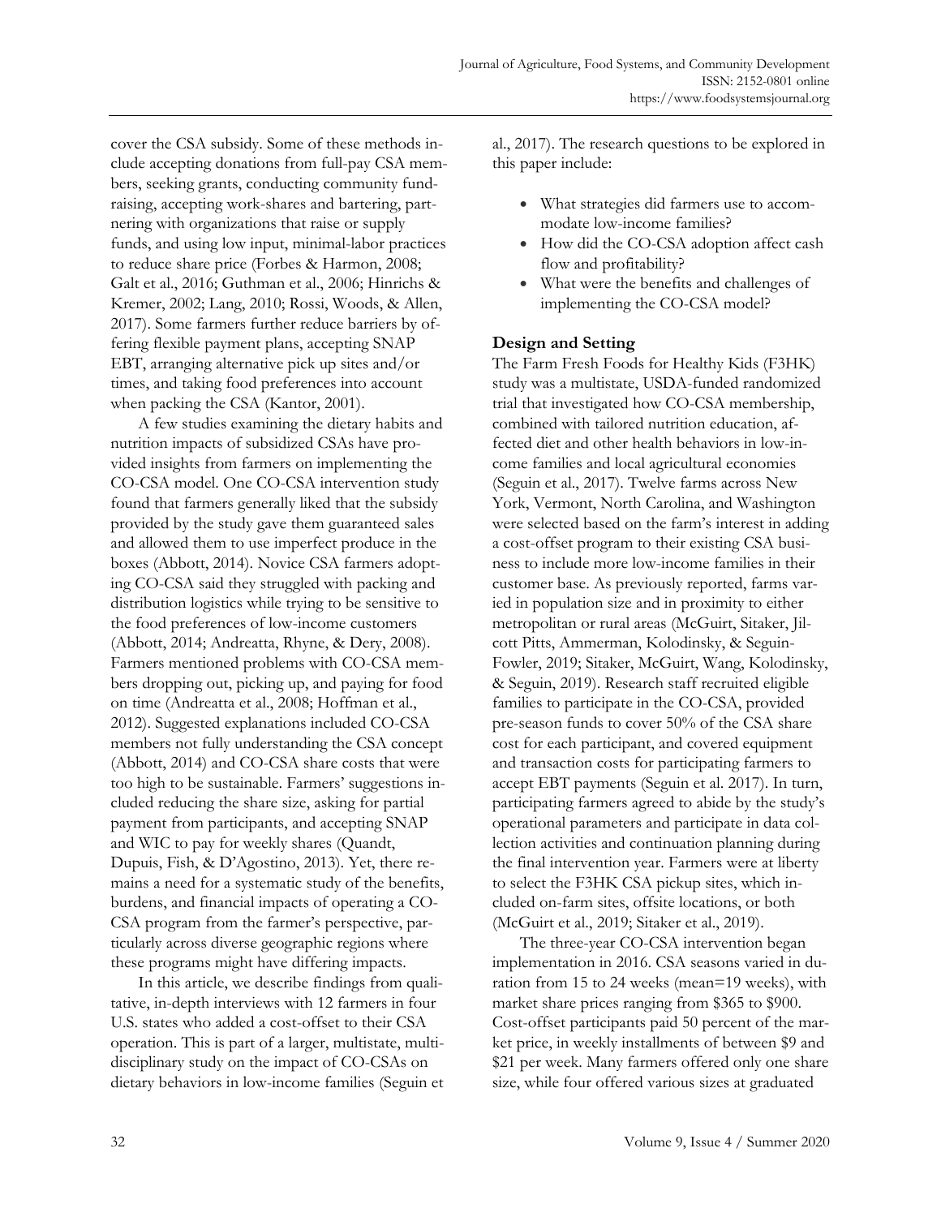cover the CSA subsidy. Some of these methods include accepting donations from full-pay CSA members, seeking grants, conducting community fundraising, accepting work-shares and bartering, partnering with organizations that raise or supply funds, and using low input, minimal-labor practices to reduce share price (Forbes & Harmon, 2008; Galt et al., 2016; Guthman et al., 2006; Hinrichs & Kremer, 2002; Lang, 2010; Rossi, Woods, & Allen, 2017). Some farmers further reduce barriers by offering flexible payment plans, accepting SNAP EBT, arranging alternative pick up sites and/or times, and taking food preferences into account when packing the CSA (Kantor, 2001).

A few studies examining the dietary habits and nutrition impacts of subsidized CSAs have provided insights from farmers on implementing the CO-CSA model. One CO-CSA intervention study found that farmers generally liked that the subsidy provided by the study gave them guaranteed sales and allowed them to use imperfect produce in the boxes (Abbott, 2014). Novice CSA farmers adopting CO-CSA said they struggled with packing and distribution logistics while trying to be sensitive to the food preferences of low-income customers (Abbott, 2014; Andreatta, Rhyne, & Dery, 2008). Farmers mentioned problems with CO-CSA members dropping out, picking up, and paying for food on time (Andreatta et al., 2008; Hoffman et al., 2012). Suggested explanations included CO-CSA members not fully understanding the CSA concept (Abbott, 2014) and CO-CSA share costs that were too high to be sustainable. Farmers' suggestions included reducing the share size, asking for partial payment from participants, and accepting SNAP and WIC to pay for weekly shares (Quandt, Dupuis, Fish, & D'Agostino, 2013). Yet, there remains a need for a systematic study of the benefits, burdens, and financial impacts of operating a CO-CSA program from the farmer's perspective, particularly across diverse geographic regions where these programs might have differing impacts.

In this article, we describe findings from qualitative, in-depth interviews with 12 farmers in four U.S. states who added a cost-offset to their CSA operation. This is part of a larger, multistate, multidisciplinary study on the impact of CO-CSAs on dietary behaviors in low-income families (Seguin et al., 2017). The research questions to be explored in this paper include:

- What strategies did farmers use to accommodate low-income families?
- How did the CO-CSA adoption affect cash flow and profitability?
- What were the benefits and challenges of implementing the CO-CSA model?

## Design and Setting

The Farm Fresh Foods for Healthy Kids (F3HK) study was a multistate, USDA-funded randomized trial that investigated how CO-CSA membership, combined with tailored nutrition education, affected diet and other health behaviors in low-income families and local agricultural economies (Seguin et al., 2017). Twelve farms across New York, Vermont, North Carolina, and Washington were selected based on the farm's interest in adding a cost-offset program to their existing CSA business to include more low-income families in their customer base. As previously reported, farms varied in population size and in proximity to either metropolitan or rural areas (McGuirt, Sitaker, Jilcott Pitts, Ammerman, Kolodinsky, & Seguin-Fowler, 2019; Sitaker, McGuirt, Wang, Kolodinsky, & Seguin, 2019). Research staff recruited eligible families to participate in the CO-CSA, provided pre-season funds to cover 50% of the CSA share cost for each participant, and covered equipment and transaction costs for participating farmers to accept EBT payments (Seguin et al. 2017). In turn, participating farmers agreed to abide by the study's operational parameters and participate in data collection activities and continuation planning during the final intervention year. Farmers were at liberty to select the F3HK CSA pickup sites, which included on-farm sites, offsite locations, or both (McGuirt et al., 2019; Sitaker et al., 2019).

The three-year CO-CSA intervention began implementation in 2016. CSA seasons varied in duration from 15 to 24 weeks (mean=19 weeks), with market share prices ranging from $365 to $900. Cost-offset participants paid 50 percent of the market price, in weekly installments of between $9 and $21 per week. Many farmers offered only one share size, while four offered various sizes at graduated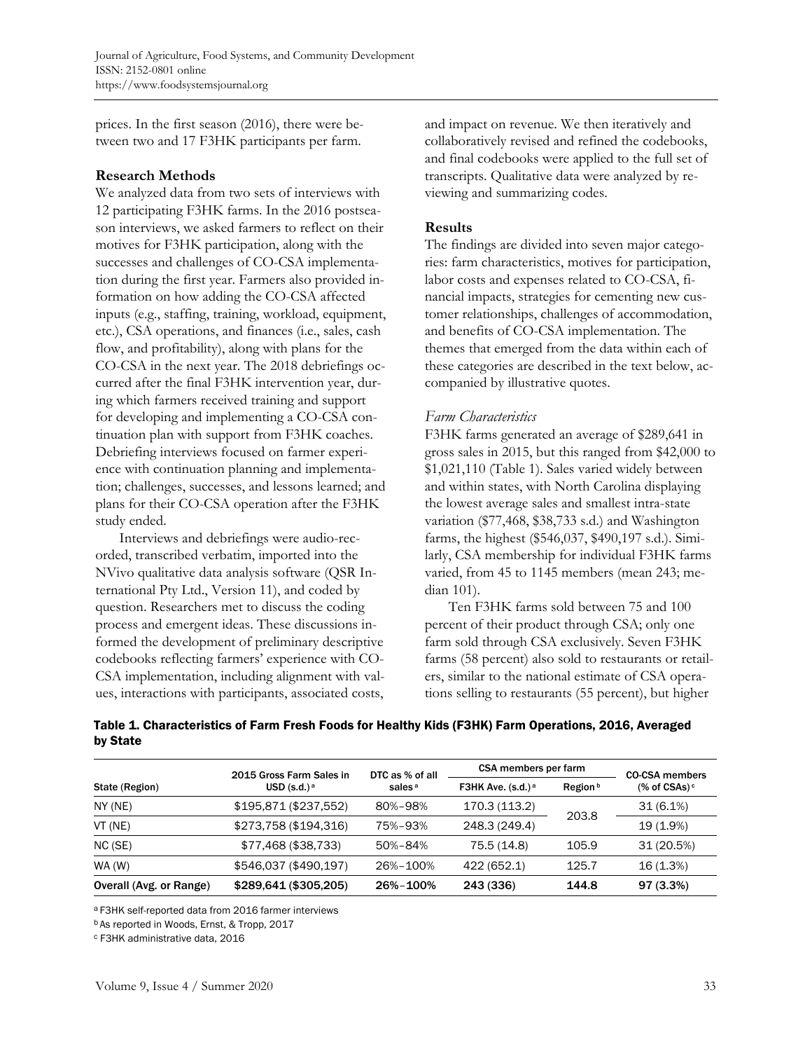prices. In the first season (2016), there were between two and 17 F3HK participants per farm.

### Research Methods

We analyzed data from two sets of interviews with 12 participating F3HK farms. In the 2016 postseason interviews, we asked farmers to reflect on their motives for F3HK participation, along with the successes and challenges of CO-CSA implementation during the first year. Farmers also provided information on how adding the CO-CSA affected inputs (e.g., staffing, training, workload, equipment, etc.), CSA operations, and finances (i.e., sales, cash flow, and profitability), along with plans for the CO-CSA in the next year. The 2018 debriefings occurred after the final F3HK intervention year, during which farmers received training and support for developing and implementing a CO-CSA continuation plan with support from F3HK coaches. Debriefing interviews focused on farmer experience with continuation planning and implementation; challenges, successes, and lessons learned; and plans for their CO-CSA operation after the F3HK study ended.

Interviews and debriefings were audio-recorded, transcribed verbatim, imported into the NVivo qualitative data analysis software (QSR International Pty Ltd., Version 11), and coded by question. Researchers met to discuss the coding process and emergent ideas. These discussions informed the development of preliminary descriptive codebooks reflecting farmers' experience with CO-CSA implementation, including alignment with values, interactions with participants, associated costs, and impact on revenue. We then iteratively and collaboratively revised and refined the codebooks, and final codebooks were applied to the full set of transcripts. Qualitative data were analyzed by reviewing and summarizing codes.

### Results

The findings are divided into seven major categories: farm characteristics, motives for participation, labor costs and expenses related to CO-CSA, financial impacts, strategies for cementing new customer relationships, challenges of accommodation, and benefits of CO-CSA implementation. The themes that emerged from the data within each of these categories are described in the text below, accompanied by illustrative quotes.

#### *Farm Characteristics*

F3HK farms generated an average of $289,641 in gross sales in 2015, but this ranged from $42,000 to $1,021,110 (Table 1). Sales varied widely between and within states, with North Carolina displaying the lowest average sales and smallest intra-state variation ($77,468, $38,733 s.d.) and Washington farms, the highest ($546,037, $490,197 s.d.). Similarly, CSA membership for individual F3HK farms varied, from 45 to 1145 members (mean 243; median 101).

Ten F3HK farms sold between 75 and 100 percent of their product through CSA; only one farm sold through CSA exclusively. Seven F3HK farms (58 percent) also sold to restaurants or retailers, similar to the national estimate of CSA operations selling to restaurants (55 percent), but higher

**Table 1. Characteristics of Farm Fresh Foods for Healthy Kids (F3HK) Farm Operations, 2016, Averaged by State**

| State (Region) | 2015 Gross Farm Sales in USD (s.d.)[a] | DTC as % of all sales[a] | CSA members per farm | | CO-CSA members (% of CSAs)[c] |
|---|---|---|---|---|---|
| | | | F3HK Ave. (s.d.)[a] | Region[b] | |
| NY (NE) | $195,871 ($237,552) | 80%–98% | 170.3 (113.2) | 203.8 | 31 (6.1%) |
| VT (NE) | $273,758 ($194,316) | 75%–93% | 248.3 (249.4) | | 19 (1.9%) |
| NC (SE) | $77,468 ($38,733) | 50%–84% | 75.5 (14.8) | 105.9 | 31 (20.5%) |
| WA (W) | $546,037 ($490,197) | 26%–100% | 422 (652.1) | 125.7 | 16 (1.3%) |
| **Overall (Avg. or Range)** | **$289,641 ($305,205)** | **26%–100%** | **243 (336)** | **144.8** | **97 (3.3%)** |

[a] F3HK self-reported data from 2016 farmer interviews

[b] As reported in Woods, Ernst, & Tropp, 2017

[c] F3HK administrative data, 2016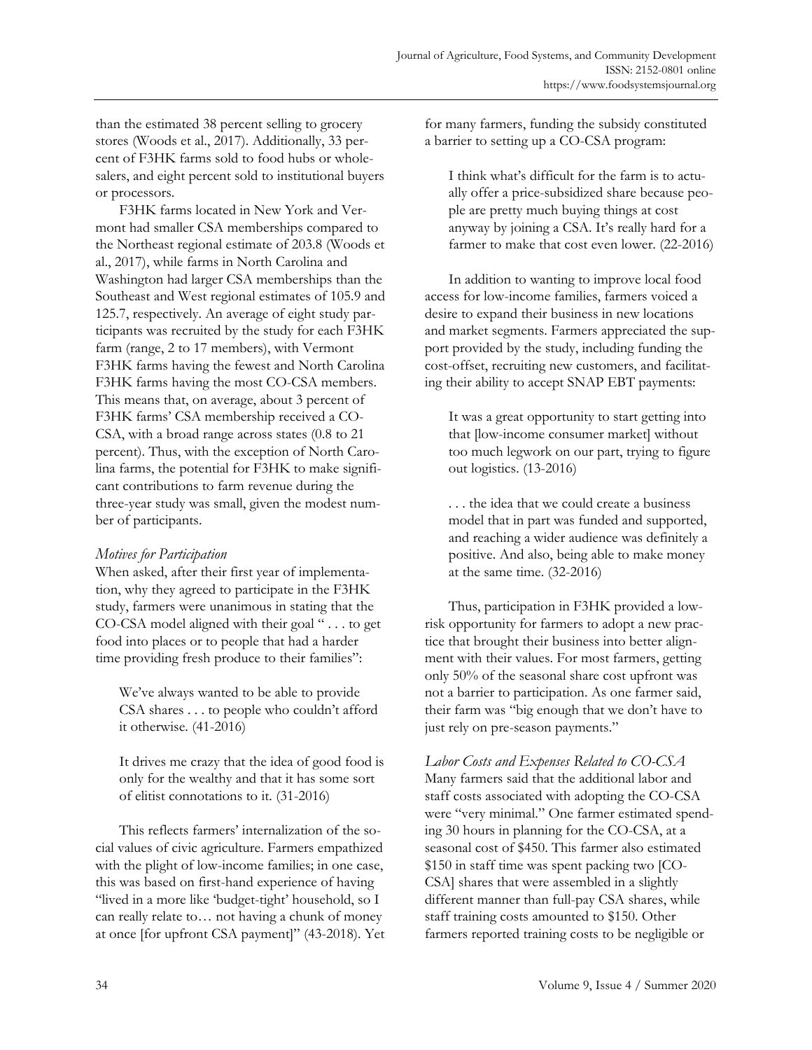than the estimated 38 percent selling to grocery stores (Woods et al., 2017). Additionally, 33 percent of F3HK farms sold to food hubs or wholesalers, and eight percent sold to institutional buyers or processors.

F3HK farms located in New York and Vermont had smaller CSA memberships compared to the Northeast regional estimate of 203.8 (Woods et al., 2017), while farms in North Carolina and Washington had larger CSA memberships than the Southeast and West regional estimates of 105.9 and 125.7, respectively. An average of eight study participants was recruited by the study for each F3HK farm (range, 2 to 17 members), with Vermont F3HK farms having the fewest and North Carolina F3HK farms having the most CO-CSA members. This means that, on average, about 3 percent of F3HK farms' CSA membership received a CO-CSA, with a broad range across states (0.8 to 21 percent). Thus, with the exception of North Carolina farms, the potential for F3HK to make significant contributions to farm revenue during the three-year study was small, given the modest number of participants.

*Motives for Participation*

When asked, after their first year of implementation, why they agreed to participate in the F3HK study, farmers were unanimous in stating that the CO-CSA model aligned with their goal " . . . to get food into places or to people that had a harder time providing fresh produce to their families":

> We've always wanted to be able to provide CSA shares . . . to people who couldn't afford it otherwise. (41-2016)

> It drives me crazy that the idea of good food is only for the wealthy and that it has some sort of elitist connotations to it. (31-2016)

This reflects farmers' internalization of the social values of civic agriculture. Farmers empathized with the plight of low-income families; in one case, this was based on first-hand experience of having "lived in a more like 'budget-tight' household, so I can really relate to… not having a chunk of money at once [for upfront CSA payment]" (43-2018). Yet for many farmers, funding the subsidy constituted a barrier to setting up a CO-CSA program:

> I think what's difficult for the farm is to actually offer a price-subsidized share because people are pretty much buying things at cost anyway by joining a CSA. It's really hard for a farmer to make that cost even lower. (22-2016)

In addition to wanting to improve local food access for low-income families, farmers voiced a desire to expand their business in new locations and market segments. Farmers appreciated the support provided by the study, including funding the cost-offset, recruiting new customers, and facilitating their ability to accept SNAP EBT payments:

> It was a great opportunity to start getting into that [low-income consumer market] without too much legwork on our part, trying to figure out logistics. (13-2016)

> . . . the idea that we could create a business model that in part was funded and supported, and reaching a wider audience was definitely a positive. And also, being able to make money at the same time. (32-2016)

Thus, participation in F3HK provided a low-risk opportunity for farmers to adopt a new practice that brought their business into better alignment with their values. For most farmers, getting only 50% of the seasonal share cost upfront was not a barrier to participation. As one farmer said, their farm was "big enough that we don't have to just rely on pre-season payments."

*Labor Costs and Expenses Related to CO-CSA*

Many farmers said that the additional labor and staff costs associated with adopting the CO-CSA were "very minimal." One farmer estimated spending 30 hours in planning for the CO-CSA, at a seasonal cost of $450. This farmer also estimated $150 in staff time was spent packing two [CO-CSA] shares that were assembled in a slightly different manner than full-pay CSA shares, while staff training costs amounted to $150. Other farmers reported training costs to be negligible or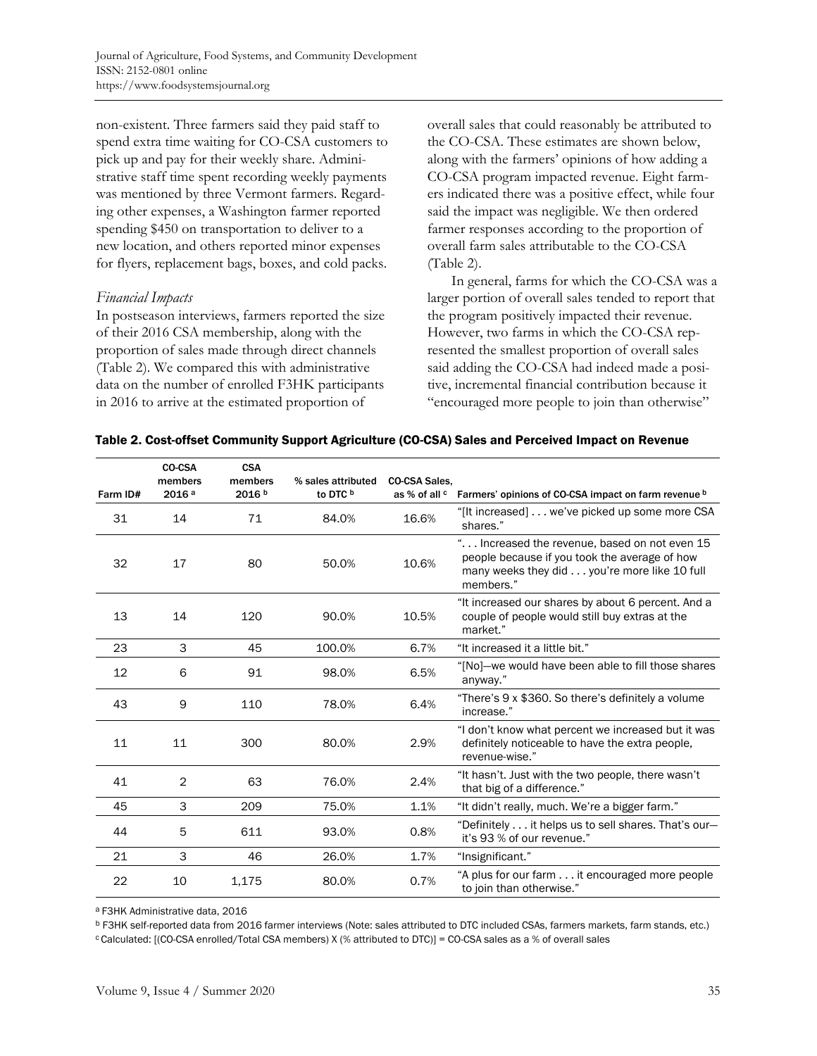non-existent. Three farmers said they paid staff to spend extra time waiting for CO-CSA customers to pick up and pay for their weekly share. Administrative staff time spent recording weekly payments was mentioned by three Vermont farmers. Regarding other expenses, a Washington farmer reported spending $450 on transportation to deliver to a new location, and others reported minor expenses for flyers, replacement bags, boxes, and cold packs.

### *Financial Impacts*

In postseason interviews, farmers reported the size of their 2016 CSA membership, along with the proportion of sales made through direct channels (Table 2). We compared this with administrative data on the number of enrolled F3HK participants in 2016 to arrive at the estimated proportion of overall sales that could reasonably be attributed to the CO-CSA. These estimates are shown below, along with the farmers' opinions of how adding a CO-CSA program impacted revenue. Eight farmers indicated there was a positive effect, while four said the impact was negligible. We then ordered farmer responses according to the proportion of overall farm sales attributable to the CO-CSA (Table 2).

In general, farms for which the CO-CSA was a larger portion of overall sales tended to report that the program positively impacted their revenue. However, two farms in which the CO-CSA represented the smallest proportion of overall sales said adding the CO-CSA had indeed made a positive, incremental financial contribution because it "encouraged more people to join than otherwise"

**Table 2. Cost-offset Community Support Agriculture (CO-CSA) Sales and Perceived Impact on Revenue**

| Farm ID# | CO-CSA members 2016 [a] | CSA members 2016 [b] | % sales attributed to DTC [b] | CO-CSA Sales, as % of all [c] | Farmers' opinions of CO-CSA impact on farm revenue [b] |
|---|---|---|---|---|---|
| 31 | 14 | 71 | 84.0% | 16.6% | "[It increased] . . . we've picked up some more CSA shares." |
| 32 | 17 | 80 | 50.0% | 10.6% | ". . . Increased the revenue, based on not even 15 people because if you took the average of how many weeks they did . . . you're more like 10 full members." |
| 13 | 14 | 120 | 90.0% | 10.5% | "It increased our shares by about 6 percent. And a couple of people would still buy extras at the market." |
| 23 | 3 | 45 | 100.0% | 6.7% | "It increased it a little bit." |
| 12 | 6 | 91 | 98.0% | 6.5% | "[No]—we would have been able to fill those shares anyway." |
| 43 | 9 | 110 | 78.0% | 6.4% | "There's 9 x $360. So there's definitely a volume increase." |
| 11 | 11 | 300 | 80.0% | 2.9% | "I don't know what percent we increased but it was definitely noticeable to have the extra people, revenue-wise." |
| 41 | 2 | 63 | 76.0% | 2.4% | "It hasn't. Just with the two people, there wasn't that big of a difference." |
| 45 | 3 | 209 | 75.0% | 1.1% | "It didn't really, much. We're a bigger farm." |
| 44 | 5 | 611 | 93.0% | 0.8% | "Definitely . . . it helps us to sell shares. That's our—it's 93 % of our revenue." |
| 21 | 3 | 46 | 26.0% | 1.7% | "Insignificant." |
| 22 | 10 | 1,175 | 80.0% | 0.7% | "A plus for our farm . . . it encouraged more people to join than otherwise." |

[a] F3HK Administrative data, 2016

[b] F3HK self-reported data from 2016 farmer interviews (Note: sales attributed to DTC included CSAs, farmers markets, farm stands, etc.)

[c] Calculated: [(CO-CSA enrolled/Total CSA members) X (% attributed to DTC)] = CO-CSA sales as a % of overall sales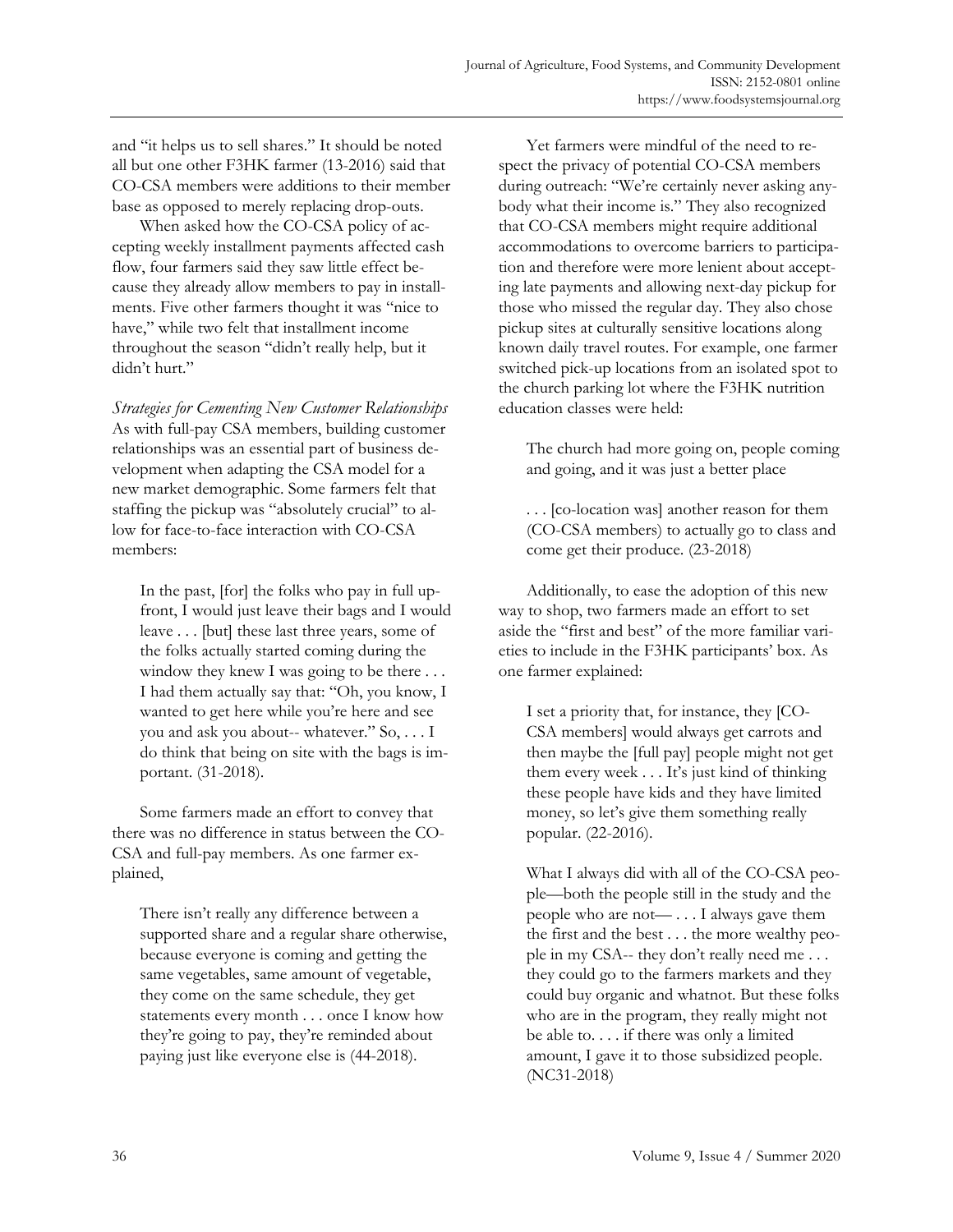and "it helps us to sell shares." It should be noted all but one other F3HK farmer (13-2016) said that CO-CSA members were additions to their member base as opposed to merely replacing drop-outs.

When asked how the CO-CSA policy of accepting weekly installment payments affected cash flow, four farmers said they saw little effect because they already allow members to pay in installments. Five other farmers thought it was "nice to have," while two felt that installment income throughout the season "didn't really help, but it didn't hurt."

*Strategies for Cementing New Customer Relationships*

As with full-pay CSA members, building customer relationships was an essential part of business development when adapting the CSA model for a new market demographic. Some farmers felt that staffing the pickup was "absolutely crucial" to allow for face-to-face interaction with CO-CSA members:

> In the past, [for] the folks who pay in full upfront, I would just leave their bags and I would leave . . . [but] these last three years, some of the folks actually started coming during the window they knew I was going to be there . . . I had them actually say that: "Oh, you know, I wanted to get here while you're here and see you and ask you about-- whatever." So, . . . I do think that being on site with the bags is important. (31-2018).

Some farmers made an effort to convey that there was no difference in status between the CO-CSA and full-pay members. As one farmer explained,

> There isn't really any difference between a supported share and a regular share otherwise, because everyone is coming and getting the same vegetables, same amount of vegetable, they come on the same schedule, they get statements every month . . . once I know how they're going to pay, they're reminded about paying just like everyone else is (44-2018).

Yet farmers were mindful of the need to respect the privacy of potential CO-CSA members during outreach: "We're certainly never asking anybody what their income is." They also recognized that CO-CSA members might require additional accommodations to overcome barriers to participation and therefore were more lenient about accepting late payments and allowing next-day pickup for those who missed the regular day. They also chose pickup sites at culturally sensitive locations along known daily travel routes. For example, one farmer switched pick-up locations from an isolated spot to the church parking lot where the F3HK nutrition education classes were held:

> The church had more going on, people coming and going, and it was just a better place
>
> . . . [co-location was] another reason for them (CO-CSA members) to actually go to class and come get their produce. (23-2018)

Additionally, to ease the adoption of this new way to shop, two farmers made an effort to set aside the "first and best" of the more familiar varieties to include in the F3HK participants' box. As one farmer explained:

> I set a priority that, for instance, they [CO-CSA members] would always get carrots and then maybe the [full pay] people might not get them every week . . . It's just kind of thinking these people have kids and they have limited money, so let's give them something really popular. (22-2016).

> What I always did with all of the CO-CSA people—both the people still in the study and the people who are not— . . . I always gave them the first and the best . . . the more wealthy people in my CSA-- they don't really need me . . . they could go to the farmers markets and they could buy organic and whatnot. But these folks who are in the program, they really might not be able to. . . . if there was only a limited amount, I gave it to those subsidized people. (NC31-2018)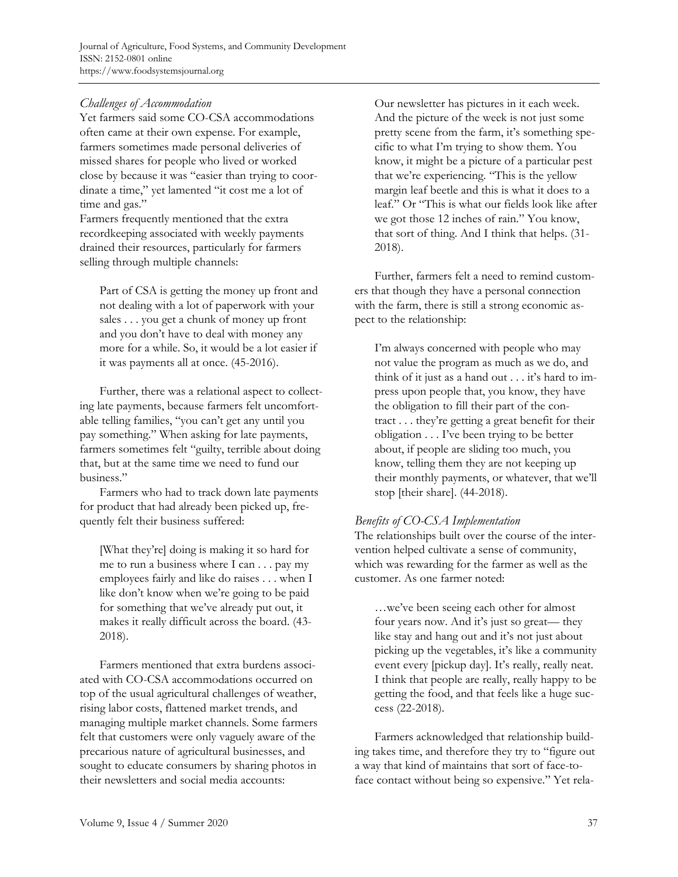### *Challenges of Accommodation*

Yet farmers said some CO-CSA accommodations often came at their own expense. For example, farmers sometimes made personal deliveries of missed shares for people who lived or worked close by because it was "easier than trying to coordinate a time," yet lamented "it cost me a lot of time and gas."

Farmers frequently mentioned that the extra recordkeeping associated with weekly payments drained their resources, particularly for farmers selling through multiple channels:

> Part of CSA is getting the money up front and not dealing with a lot of paperwork with your sales . . . you get a chunk of money up front and you don't have to deal with money any more for a while. So, it would be a lot easier if it was payments all at once. (45-2016).

Further, there was a relational aspect to collecting late payments, because farmers felt uncomfortable telling families, "you can't get any until you pay something." When asking for late payments, farmers sometimes felt "guilty, terrible about doing that, but at the same time we need to fund our business."

Farmers who had to track down late payments for product that had already been picked up, frequently felt their business suffered:

> [What they're] doing is making it so hard for me to run a business where I can . . . pay my employees fairly and like do raises . . . when I like don't know when we're going to be paid for something that we've already put out, it makes it really difficult across the board. (43-2018).

Farmers mentioned that extra burdens associated with CO-CSA accommodations occurred on top of the usual agricultural challenges of weather, rising labor costs, flattened market trends, and managing multiple market channels. Some farmers felt that customers were only vaguely aware of the precarious nature of agricultural businesses, and sought to educate consumers by sharing photos in their newsletters and social media accounts:

> Our newsletter has pictures in it each week. And the picture of the week is not just some pretty scene from the farm, it's something specific to what I'm trying to show them. You know, it might be a picture of a particular pest that we're experiencing. "This is the yellow margin leaf beetle and this is what it does to a leaf." Or "This is what our fields look like after we got those 12 inches of rain." You know, that sort of thing. And I think that helps. (31-2018).

Further, farmers felt a need to remind customers that though they have a personal connection with the farm, there is still a strong economic aspect to the relationship:

> I'm always concerned with people who may not value the program as much as we do, and think of it just as a hand out . . . it's hard to impress upon people that, you know, they have the obligation to fill their part of the contract . . . they're getting a great benefit for their obligation . . . I've been trying to be better about, if people are sliding too much, you know, telling them they are not keeping up their monthly payments, or whatever, that we'll stop [their share]. (44-2018).

### *Benefits of CO-CSA Implementation*

The relationships built over the course of the intervention helped cultivate a sense of community, which was rewarding for the farmer as well as the customer. As one farmer noted:

> …we've been seeing each other for almost four years now. And it's just so great— they like stay and hang out and it's not just about picking up the vegetables, it's like a community event every [pickup day]. It's really, really neat. I think that people are really, really happy to be getting the food, and that feels like a huge success (22-2018).

Farmers acknowledged that relationship building takes time, and therefore they try to "figure out a way that kind of maintains that sort of face-to-face contact without being so expensive." Yet rela-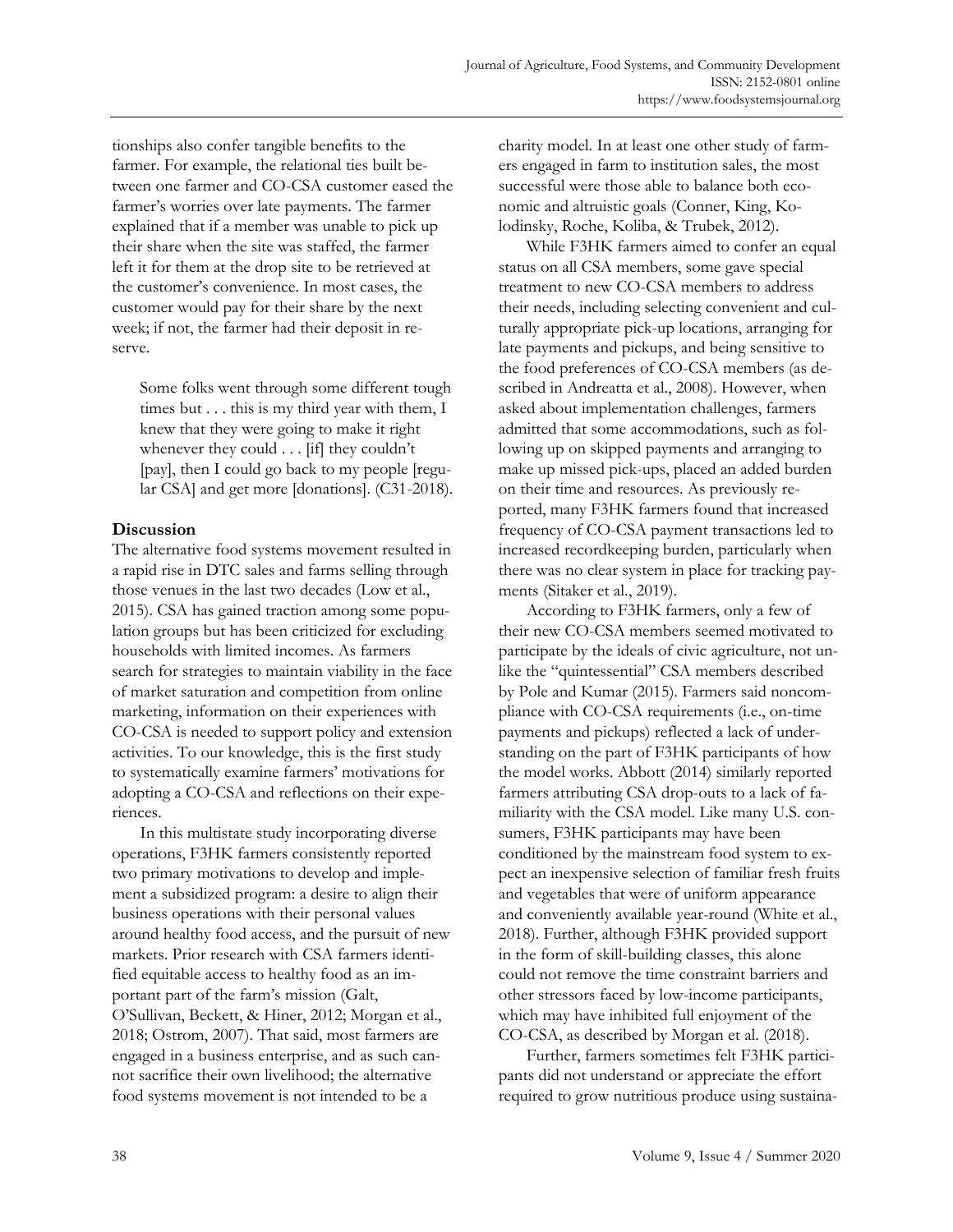tionships also confer tangible benefits to the farmer. For example, the relational ties built between one farmer and CO-CSA customer eased the farmer's worries over late payments. The farmer explained that if a member was unable to pick up their share when the site was staffed, the farmer left it for them at the drop site to be retrieved at the customer's convenience. In most cases, the customer would pay for their share by the next week; if not, the farmer had their deposit in reserve.

> Some folks went through some different tough times but . . . this is my third year with them, I knew that they were going to make it right whenever they could . . . [if] they couldn't [pay], then I could go back to my people [regular CSA] and get more [donations]. (C31-2018).

## Discussion

The alternative food systems movement resulted in a rapid rise in DTC sales and farms selling through those venues in the last two decades (Low et al., 2015). CSA has gained traction among some population groups but has been criticized for excluding households with limited incomes. As farmers search for strategies to maintain viability in the face of market saturation and competition from online marketing, information on their experiences with CO-CSA is needed to support policy and extension activities. To our knowledge, this is the first study to systematically examine farmers' motivations for adopting a CO-CSA and reflections on their experiences.

In this multistate study incorporating diverse operations, F3HK farmers consistently reported two primary motivations to develop and implement a subsidized program: a desire to align their business operations with their personal values around healthy food access, and the pursuit of new markets. Prior research with CSA farmers identified equitable access to healthy food as an important part of the farm's mission (Galt, O'Sullivan, Beckett, & Hiner, 2012; Morgan et al., 2018; Ostrom, 2007). That said, most farmers are engaged in a business enterprise, and as such cannot sacrifice their own livelihood; the alternative food systems movement is not intended to be a charity model. In at least one other study of farmers engaged in farm to institution sales, the most successful were those able to balance both economic and altruistic goals (Conner, King, Kolodinsky, Roche, Koliba, & Trubek, 2012).

While F3HK farmers aimed to confer an equal status on all CSA members, some gave special treatment to new CO-CSA members to address their needs, including selecting convenient and culturally appropriate pick-up locations, arranging for late payments and pickups, and being sensitive to the food preferences of CO-CSA members (as described in Andreatta et al., 2008). However, when asked about implementation challenges, farmers admitted that some accommodations, such as following up on skipped payments and arranging to make up missed pick-ups, placed an added burden on their time and resources. As previously reported, many F3HK farmers found that increased frequency of CO-CSA payment transactions led to increased recordkeeping burden, particularly when there was no clear system in place for tracking payments (Sitaker et al., 2019).

According to F3HK farmers, only a few of their new CO-CSA members seemed motivated to participate by the ideals of civic agriculture, not unlike the "quintessential" CSA members described by Pole and Kumar (2015). Farmers said noncompliance with CO-CSA requirements (i.e., on-time payments and pickups) reflected a lack of understanding on the part of F3HK participants of how the model works. Abbott (2014) similarly reported farmers attributing CSA drop-outs to a lack of familiarity with the CSA model. Like many U.S. consumers, F3HK participants may have been conditioned by the mainstream food system to expect an inexpensive selection of familiar fresh fruits and vegetables that were of uniform appearance and conveniently available year-round (White et al., 2018). Further, although F3HK provided support in the form of skill-building classes, this alone could not remove the time constraint barriers and other stressors faced by low-income participants, which may have inhibited full enjoyment of the CO-CSA, as described by Morgan et al. (2018).

Further, farmers sometimes felt F3HK participants did not understand or appreciate the effort required to grow nutritious produce using sustaina-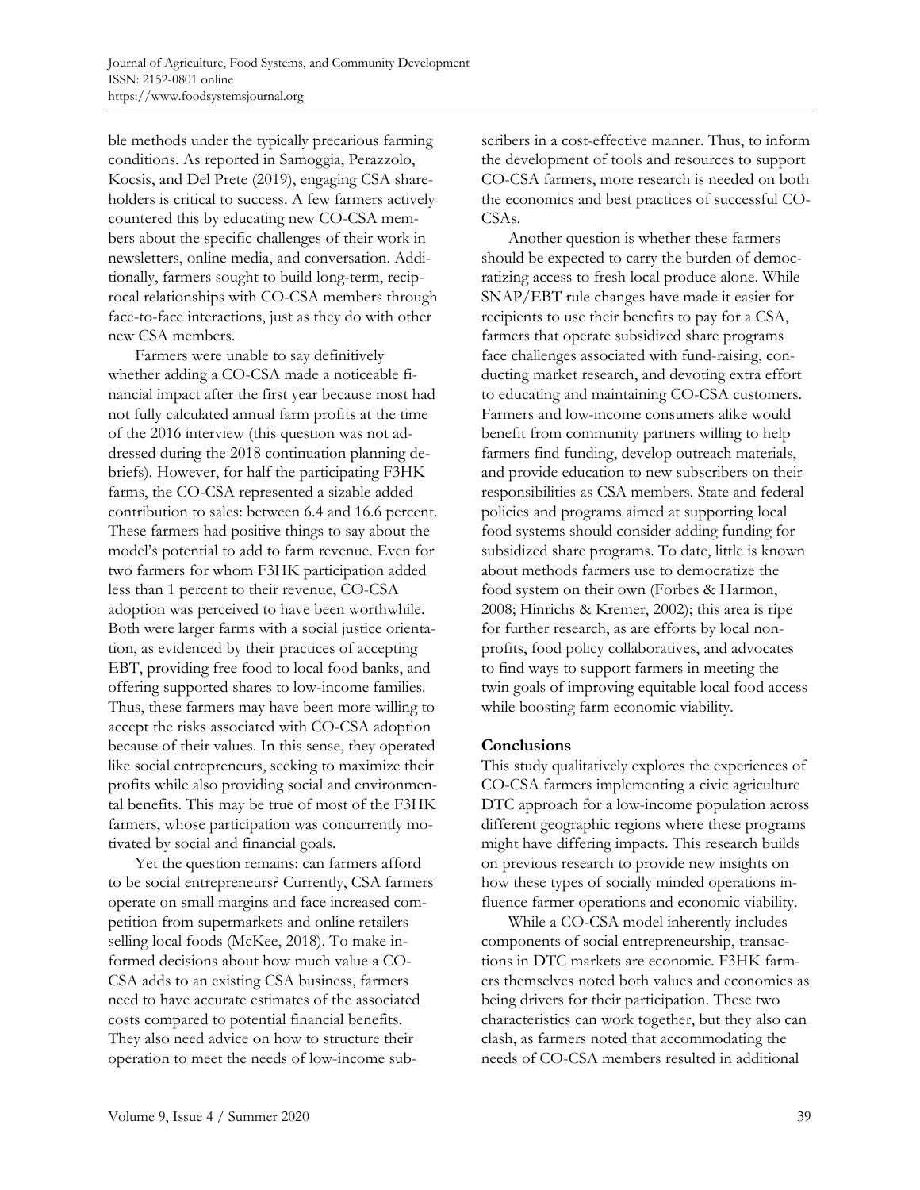ble methods under the typically precarious farming conditions. As reported in Samoggia, Perazzolo, Kocsis, and Del Prete (2019), engaging CSA shareholders is critical to success. A few farmers actively countered this by educating new CO-CSA members about the specific challenges of their work in newsletters, online media, and conversation. Additionally, farmers sought to build long-term, reciprocal relationships with CO-CSA members through face-to-face interactions, just as they do with other new CSA members.

Farmers were unable to say definitively whether adding a CO-CSA made a noticeable financial impact after the first year because most had not fully calculated annual farm profits at the time of the 2016 interview (this question was not addressed during the 2018 continuation planning debriefs). However, for half the participating F3HK farms, the CO-CSA represented a sizable added contribution to sales: between 6.4 and 16.6 percent. These farmers had positive things to say about the model's potential to add to farm revenue. Even for two farmers for whom F3HK participation added less than 1 percent to their revenue, CO-CSA adoption was perceived to have been worthwhile. Both were larger farms with a social justice orientation, as evidenced by their practices of accepting EBT, providing free food to local food banks, and offering supported shares to low-income families. Thus, these farmers may have been more willing to accept the risks associated with CO-CSA adoption because of their values. In this sense, they operated like social entrepreneurs, seeking to maximize their profits while also providing social and environmental benefits. This may be true of most of the F3HK farmers, whose participation was concurrently motivated by social and financial goals.

Yet the question remains: can farmers afford to be social entrepreneurs? Currently, CSA farmers operate on small margins and face increased competition from supermarkets and online retailers selling local foods (McKee, 2018). To make informed decisions about how much value a CO-CSA adds to an existing CSA business, farmers need to have accurate estimates of the associated costs compared to potential financial benefits. They also need advice on how to structure their operation to meet the needs of low-income subscribers in a cost-effective manner. Thus, to inform the development of tools and resources to support CO-CSA farmers, more research is needed on both the economics and best practices of successful CO-CSAs.

Another question is whether these farmers should be expected to carry the burden of democratizing access to fresh local produce alone. While SNAP/EBT rule changes have made it easier for recipients to use their benefits to pay for a CSA, farmers that operate subsidized share programs face challenges associated with fund-raising, conducting market research, and devoting extra effort to educating and maintaining CO-CSA customers. Farmers and low-income consumers alike would benefit from community partners willing to help farmers find funding, develop outreach materials, and provide education to new subscribers on their responsibilities as CSA members. State and federal policies and programs aimed at supporting local food systems should consider adding funding for subsidized share programs. To date, little is known about methods farmers use to democratize the food system on their own (Forbes & Harmon, 2008; Hinrichs & Kremer, 2002); this area is ripe for further research, as are efforts by local nonprofits, food policy collaboratives, and advocates to find ways to support farmers in meeting the twin goals of improving equitable local food access while boosting farm economic viability.

## Conclusions

This study qualitatively explores the experiences of CO-CSA farmers implementing a civic agriculture DTC approach for a low-income population across different geographic regions where these programs might have differing impacts. This research builds on previous research to provide new insights on how these types of socially minded operations influence farmer operations and economic viability.

While a CO-CSA model inherently includes components of social entrepreneurship, transactions in DTC markets are economic. F3HK farmers themselves noted both values and economics as being drivers for their participation. These two characteristics can work together, but they also can clash, as farmers noted that accommodating the needs of CO-CSA members resulted in additional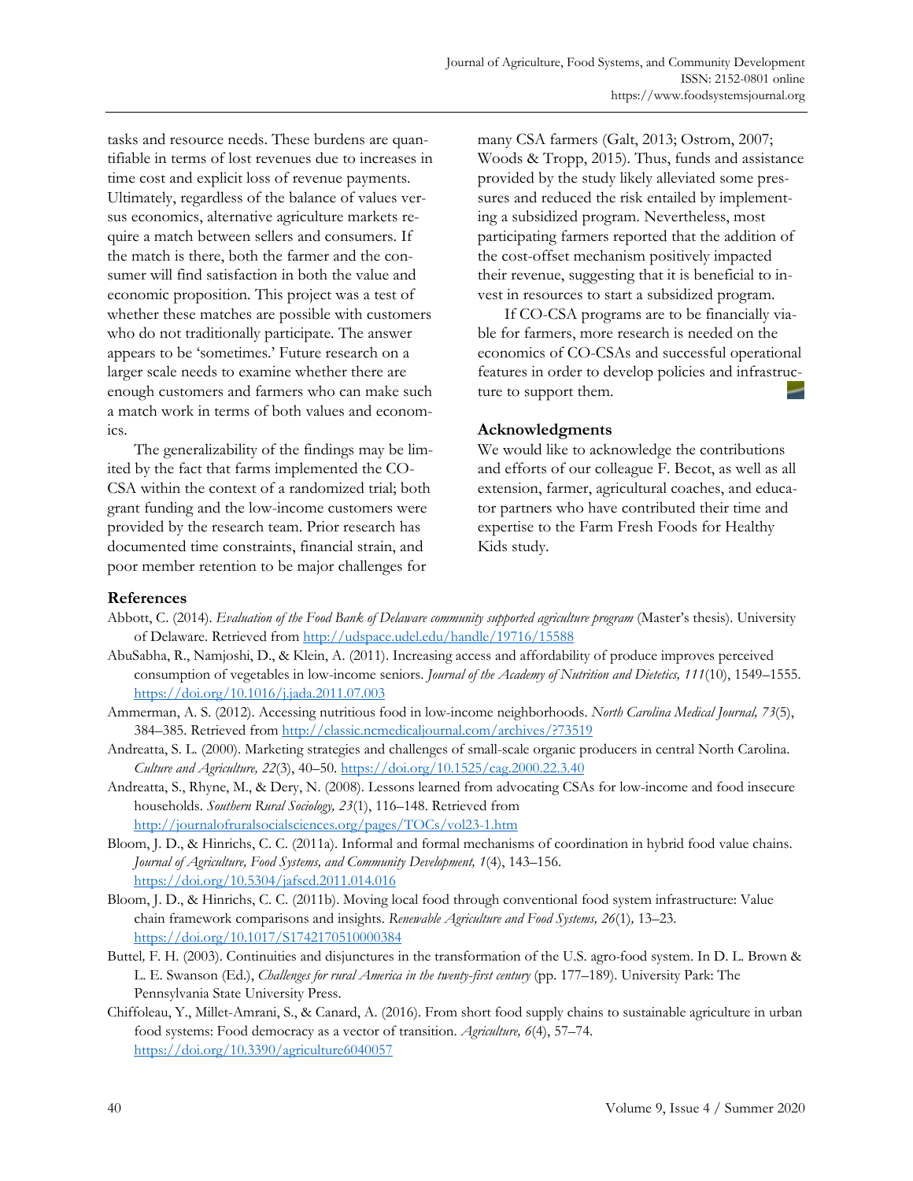tasks and resource needs. These burdens are quantifiable in terms of lost revenues due to increases in time cost and explicit loss of revenue payments. Ultimately, regardless of the balance of values versus economics, alternative agriculture markets require a match between sellers and consumers. If the match is there, both the farmer and the consumer will find satisfaction in both the value and economic proposition. This project was a test of whether these matches are possible with customers who do not traditionally participate. The answer appears to be 'sometimes.' Future research on a larger scale needs to examine whether there are enough customers and farmers who can make such a match work in terms of both values and economics.

The generalizability of the findings may be limited by the fact that farms implemented the CO-CSA within the context of a randomized trial; both grant funding and the low-income customers were provided by the research team. Prior research has documented time constraints, financial strain, and poor member retention to be major challenges for many CSA farmers (Galt, 2013; Ostrom, 2007; Woods & Tropp, 2015). Thus, funds and assistance provided by the study likely alleviated some pressures and reduced the risk entailed by implementing a subsidized program. Nevertheless, most participating farmers reported that the addition of the cost-offset mechanism positively impacted their revenue, suggesting that it is beneficial to invest in resources to start a subsidized program.

If CO-CSA programs are to be financially viable for farmers, more research is needed on the economics of CO-CSAs and successful operational features in order to develop policies and infrastructure to support them.

## Acknowledgments

We would like to acknowledge the contributions and efforts of our colleague F. Becot, as well as all extension, farmer, agricultural coaches, and educator partners who have contributed their time and expertise to the Farm Fresh Foods for Healthy Kids study.

## References

Abbott, C. (2014). *Evaluation of the Food Bank of Delaware community supported agriculture program* (Master's thesis). University of Delaware. Retrieved from http://udspace.udel.edu/handle/19716/15588

AbuSabha, R., Namjoshi, D., & Klein, A. (2011). Increasing access and affordability of produce improves perceived consumption of vegetables in low-income seniors. *Journal of the Academy of Nutrition and Dietetics, 111*(10), 1549–1555. https://doi.org/10.1016/j.jada.2011.07.003

Ammerman, A. S. (2012). Accessing nutritious food in low-income neighborhoods. *North Carolina Medical Journal, 73*(5), 384–385. Retrieved from http://classic.ncmedicaljournal.com/archives/?73519

Andreatta, S. L. (2000). Marketing strategies and challenges of small-scale organic producers in central North Carolina. *Culture and Agriculture, 22*(3), 40–50. https://doi.org/10.1525/cag.2000.22.3.40

Andreatta, S., Rhyne, M., & Dery, N. (2008). Lessons learned from advocating CSAs for low-income and food insecure households. *Southern Rural Sociology, 23*(1), 116–148. Retrieved from http://journalofruralsocialsciences.org/pages/TOCs/vol23-1.htm

Bloom, J. D., & Hinrichs, C. C. (2011a). Informal and formal mechanisms of coordination in hybrid food value chains. *Journal of Agriculture, Food Systems, and Community Development, 1*(4), 143–156. https://doi.org/10.5304/jafscd.2011.014.016

Bloom, J. D., & Hinrichs, C. C. (2011b). Moving local food through conventional food system infrastructure: Value chain framework comparisons and insights. *Renewable Agriculture and Food Systems, 26*(1), 13–23. https://doi.org/10.1017/S1742170510000384

Buttel, F. H. (2003). Continuities and disjunctures in the transformation of the U.S. agro-food system. In D. L. Brown & L. E. Swanson (Ed.), *Challenges for rural America in the twenty-first century* (pp. 177–189). University Park: The Pennsylvania State University Press.

Chiffoleau, Y., Millet-Amrani, S., & Canard, A. (2016). From short food supply chains to sustainable agriculture in urban food systems: Food democracy as a vector of transition. *Agriculture, 6*(4), 57–74. https://doi.org/10.3390/agriculture6040057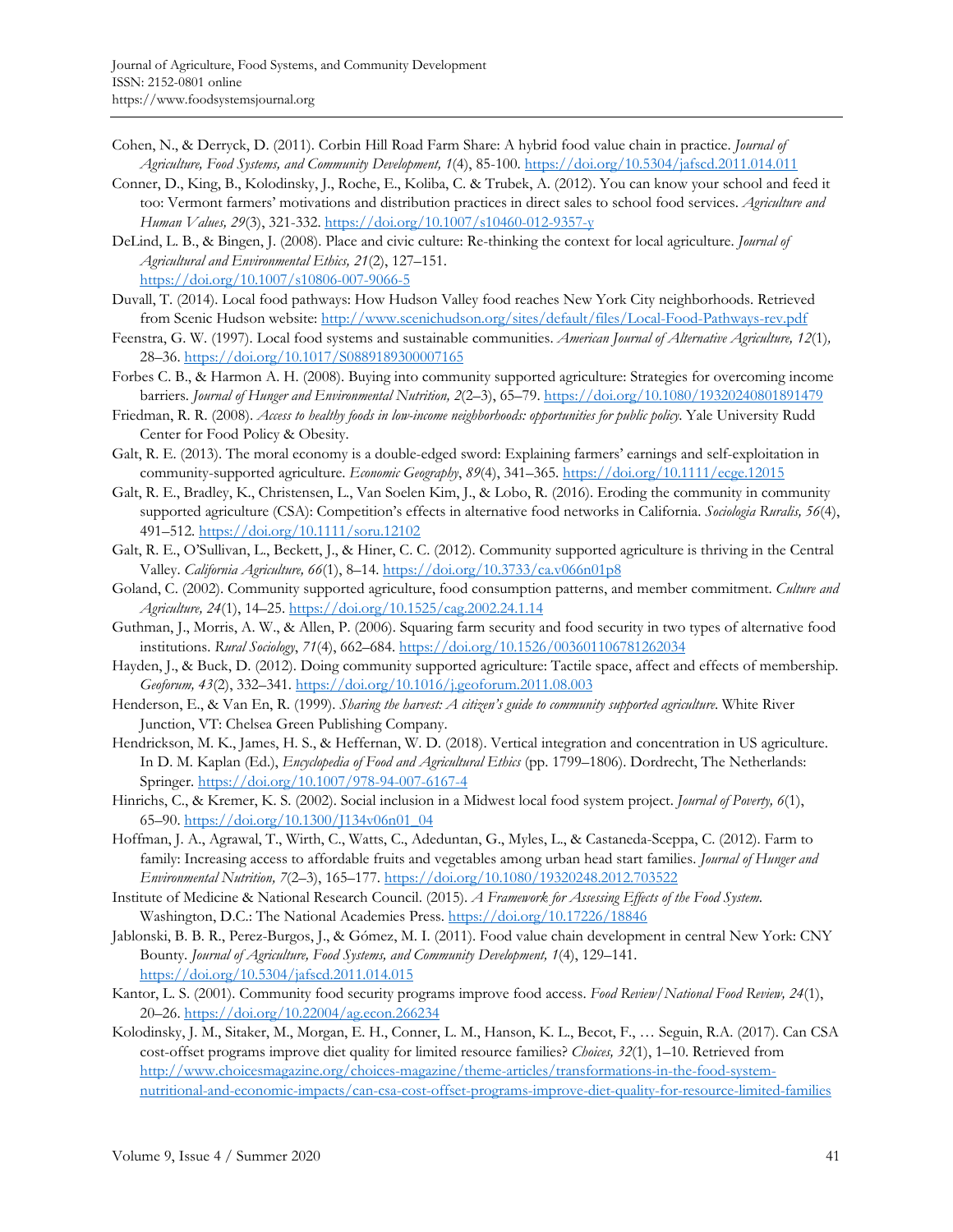Cohen, N., & Derryck, D. (2011). Corbin Hill Road Farm Share: A hybrid food value chain in practice. *Journal of Agriculture, Food Systems, and Community Development, 1*(4), 85-100. https://doi.org/10.5304/jafscd.2011.014.011

Conner, D., King, B., Kolodinsky, J., Roche, E., Koliba, C. & Trubek, A. (2012). You can know your school and feed it too: Vermont farmers' motivations and distribution practices in direct sales to school food services. *Agriculture and Human Values, 29*(3), 321-332. https://doi.org/10.1007/s10460-012-9357-y

DeLind, L. B., & Bingen, J. (2008). Place and civic culture: Re-thinking the context for local agriculture. *Journal of Agricultural and Environmental Ethics, 21*(2), 127–151. https://doi.org/10.1007/s10806-007-9066-5

Duvall, T. (2014). Local food pathways: How Hudson Valley food reaches New York City neighborhoods. Retrieved from Scenic Hudson website: http://www.scenichudson.org/sites/default/files/Local-Food-Pathways-rev.pdf

Feenstra, G. W. (1997). Local food systems and sustainable communities. *American Journal of Alternative Agriculture, 12*(1), 28–36. https://doi.org/10.1017/S0889189300007165

Forbes C. B., & Harmon A. H. (2008). Buying into community supported agriculture: Strategies for overcoming income barriers. *Journal of Hunger and Environmental Nutrition, 2*(2–3), 65–79. https://doi.org/10.1080/19320240801891479

Friedman, R. R. (2008). *Access to healthy foods in low-income neighborhoods: opportunities for public policy*. Yale University Rudd Center for Food Policy & Obesity.

Galt, R. E. (2013). The moral economy is a double-edged sword: Explaining farmers' earnings and self-exploitation in community-supported agriculture. *Economic Geography*, *89*(4), 341–365. https://doi.org/10.1111/ecge.12015

Galt, R. E., Bradley, K., Christensen, L., Van Soelen Kim, J., & Lobo, R. (2016). Eroding the community in community supported agriculture (CSA): Competition's effects in alternative food networks in California. *Sociologia Ruralis, 56*(4), 491–512. https://doi.org/10.1111/soru.12102

Galt, R. E., O'Sullivan, L., Beckett, J., & Hiner, C. C. (2012). Community supported agriculture is thriving in the Central Valley. *California Agriculture, 66*(1), 8–14. https://doi.org/10.3733/ca.v066n01p8

Goland, C. (2002). Community supported agriculture, food consumption patterns, and member commitment. *Culture and Agriculture, 24*(1), 14–25. https://doi.org/10.1525/cag.2002.24.1.14

Guthman, J., Morris, A. W., & Allen, P. (2006). Squaring farm security and food security in two types of alternative food institutions. *Rural Sociology*, *71*(4), 662–684. https://doi.org/10.1526/003601106781262034

Hayden, J., & Buck, D. (2012). Doing community supported agriculture: Tactile space, affect and effects of membership. *Geoforum, 43*(2), 332–341. https://doi.org/10.1016/j.geoforum.2011.08.003

Henderson, E., & Van En, R. (1999). *Sharing the harvest: A citizen's guide to community supported agriculture*. White River Junction, VT: Chelsea Green Publishing Company.

Hendrickson, M. K., James, H. S., & Heffernan, W. D. (2018). Vertical integration and concentration in US agriculture. In D. M. Kaplan (Ed.), *Encyclopedia of Food and Agricultural Ethics* (pp. 1799–1806). Dordrecht, The Netherlands: Springer. https://doi.org/10.1007/978-94-007-6167-4

Hinrichs, C., & Kremer, K. S. (2002). Social inclusion in a Midwest local food system project. *Journal of Poverty, 6*(1), 65–90. https://doi.org/10.1300/J134v06n01_04

Hoffman, J. A., Agrawal, T., Wirth, C., Watts, C., Adeduntan, G., Myles, L., & Castaneda-Sceppa, C. (2012). Farm to family: Increasing access to affordable fruits and vegetables among urban head start families. *Journal of Hunger and Environmental Nutrition, 7*(2–3), 165–177. https://doi.org/10.1080/19320248.2012.703522

Institute of Medicine & National Research Council. (2015). *A Framework for Assessing Effects of the Food System*. Washington, D.C.: The National Academies Press. https://doi.org/10.17226/18846

Jablonski, B. B. R., Perez-Burgos, J., & Gómez, M. I. (2011). Food value chain development in central New York: CNY Bounty. *Journal of Agriculture, Food Systems, and Community Development, 1*(4), 129–141. https://doi.org/10.5304/jafscd.2011.014.015

Kantor, L. S. (2001). Community food security programs improve food access. *Food Review/National Food Review, 24*(1), 20–26. https://doi.org/10.22004/ag.econ.266234

Kolodinsky, J. M., Sitaker, M., Morgan, E. H., Conner, L. M., Hanson, K. L., Becot, F., … Seguin, R.A. (2017). Can CSA cost-offset programs improve diet quality for limited resource families? *Choices, 32*(1), 1–10. Retrieved from http://www.choicesmagazine.org/choices-magazine/theme-articles/transformations-in-the-food-system-nutritional-and-economic-impacts/can-csa-cost-offset-programs-improve-diet-quality-for-resource-limited-families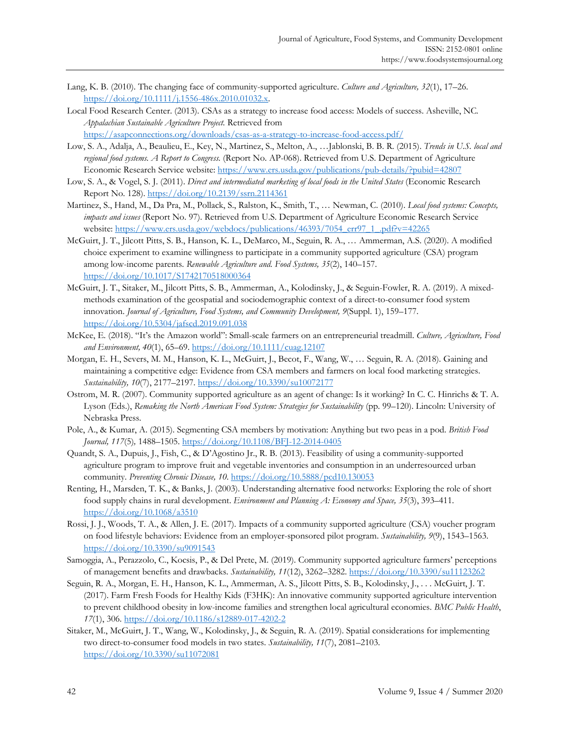Lang, K. B. (2010). The changing face of community-supported agriculture. *Culture and Agriculture, 32*(1), 17–26. https://doi.org/10.1111/j.1556-486x.2010.01032.x.

Local Food Research Center. (2013). CSAs as a strategy to increase food access: Models of success. Asheville, NC. *Appalachian Sustainable Agriculture Project.* Retrieved from https://asapconnections.org/downloads/csas-as-a-strategy-to-increase-food-access.pdf/

Low, S. A., Adalja, A., Beaulieu, E., Key, N., Martinez, S., Melton, A., …Jablonski, B. B. R. (2015). *Trends in U.S. local and regional food systems. A Report to Congress.* (Report No. AP-068). Retrieved from U.S. Department of Agriculture Economic Research Service website: https://www.ers.usda.gov/publications/pub-details/?pubid=42807

Low, S. A., & Vogel, S. J. (2011). *Direct and intermediated marketing of local foods in the United States* (Economic Research Report No. 128). https://doi.org/10.2139/ssrn.2114361

Martinez, S., Hand, M., Da Pra, M., Pollack, S., Ralston, K., Smith, T., … Newman, C. (2010). *Local food systems: Concepts, impacts and issues* (Report No. 97). Retrieved from U.S. Department of Agriculture Economic Research Service website: https://www.ers.usda.gov/webdocs/publications/46393/7054_err97_1_.pdf?v=42265

McGuirt, J. T., Jilcott Pitts, S. B., Hanson, K. L., DeMarco, M., Seguin, R. A., … Ammerman, A.S. (2020). A modified choice experiment to examine willingness to participate in a community supported agriculture (CSA) program among low-income parents. *Renewable Agriculture and. Food Systems, 35*(2), 140–157. https://doi.org/10.1017/S1742170518000364

McGuirt, J. T., Sitaker, M., Jilcott Pitts, S. B., Ammerman, A., Kolodinsky, J., & Seguin-Fowler, R. A. (2019). A mixed-methods examination of the geospatial and sociodemographic context of a direct-to-consumer food system innovation. *Journal of Agriculture, Food Systems, and Community Development, 9*(Suppl. 1), 159–177. https://doi.org/10.5304/jafscd.2019.091.038

McKee, E. (2018). "It's the Amazon world": Small-scale farmers on an entrepreneurial treadmill. *Culture, Agriculture, Food and Environment, 40*(1), 65–69. https://doi.org/10.1111/cuag.12107

Morgan, E. H., Severs, M. M., Hanson, K. L., McGuirt, J., Becot, F., Wang, W., … Seguin, R. A. (2018). Gaining and maintaining a competitive edge: Evidence from CSA members and farmers on local food marketing strategies. *Sustainability, 10*(7), 2177–2197. https://doi.org/10.3390/su10072177

Ostrom, M. R. (2007). Community supported agriculture as an agent of change: Is it working? In C. C. Hinrichs & T. A. Lyson (Eds.), *Remaking the North American Food System: Strategies for Sustainability* (pp. 99–120). Lincoln: University of Nebraska Press.

Pole, A., & Kumar, A. (2015). Segmenting CSA members by motivation: Anything but two peas in a pod. *British Food Journal, 117*(5)*,* 1488–1505. https://doi.org/10.1108/BFJ-12-2014-0405

Quandt, S. A., Dupuis, J., Fish, C., & D'Agostino Jr., R. B. (2013). Feasibility of using a community-supported agriculture program to improve fruit and vegetable inventories and consumption in an underresourced urban community. *Preventing Chronic Disease, 10*. https://doi.org/10.5888/pcd10.130053

Renting, H., Marsden, T. K., & Banks, J. (2003). Understanding alternative food networks: Exploring the role of short food supply chains in rural development. *Environment and Planning A: Economy and Space, 35*(3), 393–411. https://doi.org/10.1068/a3510

Rossi, J. J., Woods, T. A., & Allen, J. E. (2017). Impacts of a community supported agriculture (CSA) voucher program on food lifestyle behaviors: Evidence from an employer-sponsored pilot program. *Sustainability, 9*(9), 1543–1563. https://doi.org/10.3390/su9091543

Samoggia, A., Perazzolo, C., Kocsis, P., & Del Prete, M. (2019). Community supported agriculture farmers' perceptions of management benefits and drawbacks. *Sustainability, 11*(12), 3262–3282. https://doi.org/10.3390/su11123262

Seguin, R. A., Morgan, E. H., Hanson, K. L., Ammerman, A. S., Jilcott Pitts, S. B., Kolodinsky, J., . . . McGuirt, J. T. (2017). Farm Fresh Foods for Healthy Kids (F3HK): An innovative community supported agriculture intervention to prevent childhood obesity in low-income families and strengthen local agricultural economies. *BMC Public Health*, *17*(1), 306. https://doi.org/10.1186/s12889-017-4202-2

Sitaker, M., McGuirt, J. T., Wang, W., Kolodinsky, J., & Seguin, R. A. (2019). Spatial considerations for implementing two direct-to-consumer food models in two states. *Sustainability, 11*(7), 2081–2103. https://doi.org/10.3390/su11072081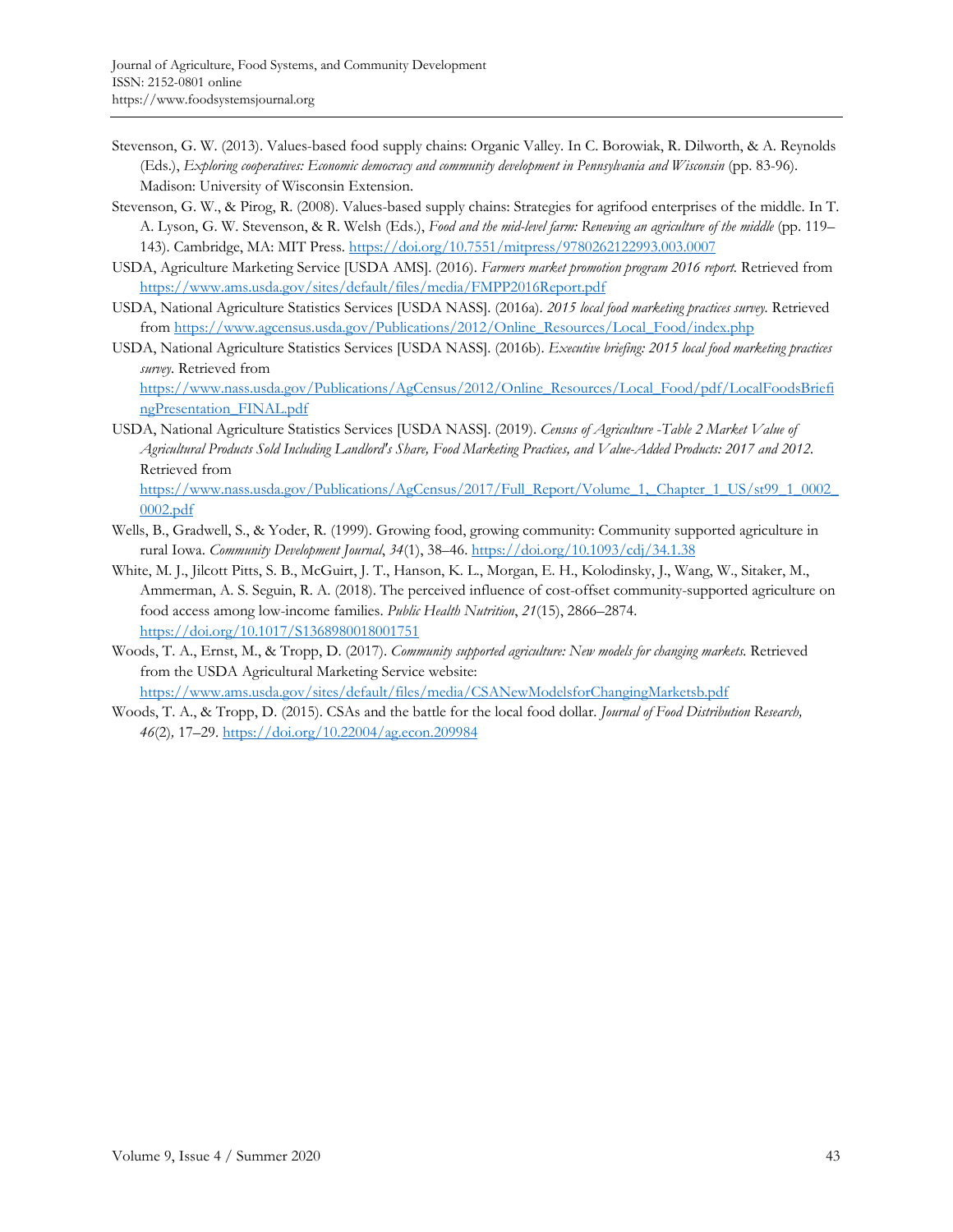Stevenson, G. W. (2013). Values-based food supply chains: Organic Valley. In C. Borowiak, R. Dilworth, & A. Reynolds (Eds.), *Exploring cooperatives: Economic democracy and community development in Pennsylvania and Wisconsin* (pp. 83-96). Madison: University of Wisconsin Extension.

Stevenson, G. W., & Pirog, R. (2008). Values-based supply chains: Strategies for agrifood enterprises of the middle. In T. A. Lyson, G. W. Stevenson, & R. Welsh (Eds.), *Food and the mid-level farm: Renewing an agriculture of the middle* (pp. 119–143). Cambridge, MA: MIT Press. https://doi.org/10.7551/mitpress/9780262122993.003.0007

USDA, Agriculture Marketing Service [USDA AMS]. (2016). *Farmers market promotion program 2016 report.* Retrieved from https://www.ams.usda.gov/sites/default/files/media/FMPP2016Report.pdf

USDA, National Agriculture Statistics Services [USDA NASS]. (2016a). *2015 local food marketing practices survey.* Retrieved from https://www.agcensus.usda.gov/Publications/2012/Online_Resources/Local_Food/index.php

USDA, National Agriculture Statistics Services [USDA NASS]. (2016b). *Executive briefing: 2015 local food marketing practices survey.* Retrieved from https://www.nass.usda.gov/Publications/AgCensus/2012/Online_Resources/Local_Food/pdf/LocalFoodsBriefingPresentation_FINAL.pdf

USDA, National Agriculture Statistics Services [USDA NASS]. (2019). *Census of Agriculture -Table 2 Market Value of Agricultural Products Sold Including Landlord's Share, Food Marketing Practices, and Value-Added Products: 2017 and 2012.* Retrieved from https://www.nass.usda.gov/Publications/AgCensus/2017/Full_Report/Volume_1,_Chapter_1_US/st99_1_0002_0002.pdf

Wells, B., Gradwell, S., & Yoder, R. (1999). Growing food, growing community: Community supported agriculture in rural Iowa. *Community Development Journal*, *34*(1), 38–46. https://doi.org/10.1093/cdj/34.1.38

White, M. J., Jilcott Pitts, S. B., McGuirt, J. T., Hanson, K. L., Morgan, E. H., Kolodinsky, J., Wang, W., Sitaker, M., Ammerman, A. S. Seguin, R. A. (2018). The perceived influence of cost-offset community-supported agriculture on food access among low-income families. *Public Health Nutrition*, *21*(15), 2866–2874. https://doi.org/10.1017/S1368980018001751

Woods, T. A., Ernst, M., & Tropp, D. (2017). *Community supported agriculture: New models for changing markets.* Retrieved from the USDA Agricultural Marketing Service website: https://www.ams.usda.gov/sites/default/files/media/CSANewModelsforChangingMarketsb.pdf

Woods, T. A., & Tropp, D. (2015). CSAs and the battle for the local food dollar. *Journal of Food Distribution Research, 46*(2), 17–29. https://doi.org/10.22004/ag.econ.209984